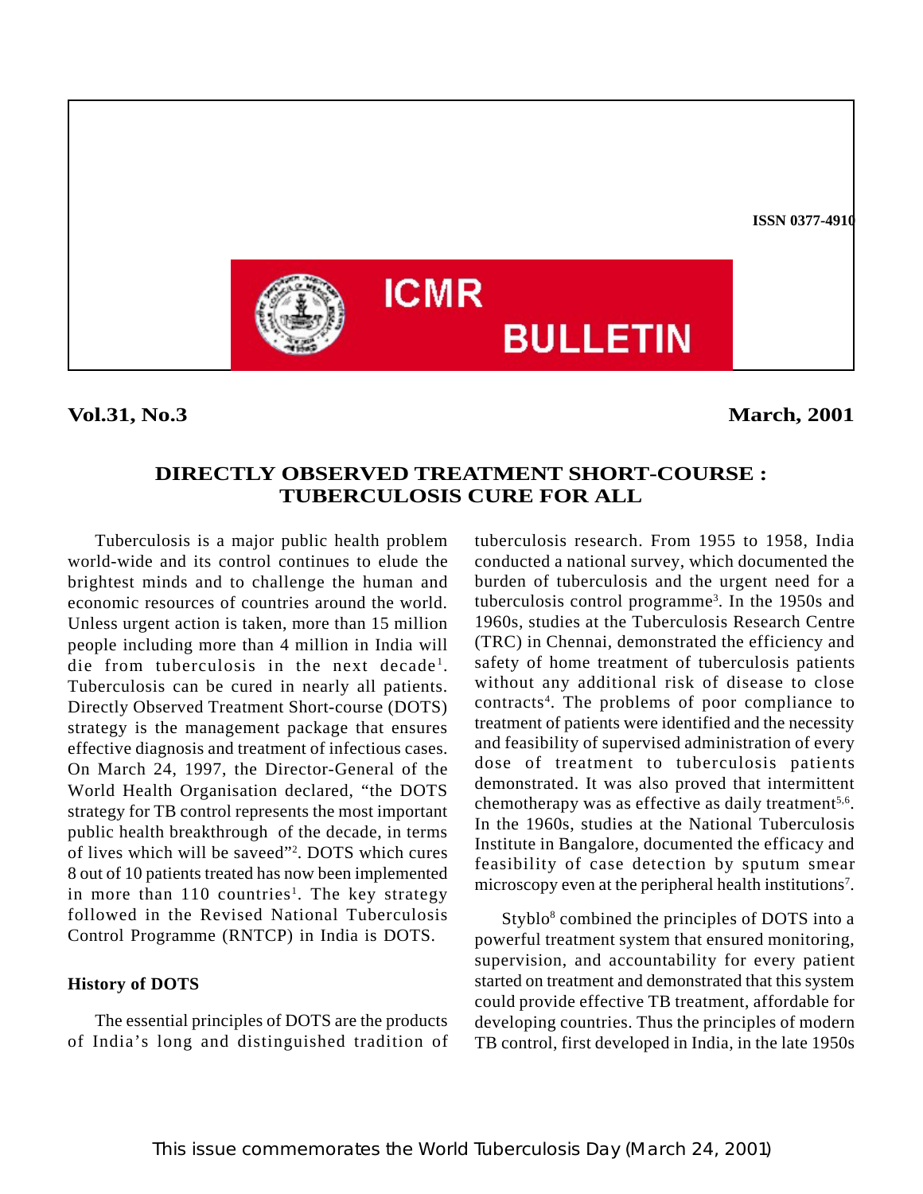ISSN 0377-4910

# ICMR BULLETIN

**Vol.31, No.3** **March, 2001**

## DIRECTLY OBSERVED TREATMENT SHORT-COURSE : TUBERCULOSIS CURE FOR ALL

Tuberculosis is a major public health problem world-wide and its control continues to elude the brightest minds and to challenge the human and economic resources of countries around the world. Unless urgent action is taken, more than 15 million people including more than 4 million in India will die from tuberculosis in the next decade[1]. Tuberculosis can be cured in nearly all patients. Directly Observed Treatment Short-course (DOTS) strategy is the management package that ensures effective diagnosis and treatment of infectious cases. On March 24, 1997, the Director-General of the World Health Organisation declared, "the DOTS strategy for TB control represents the most important public health breakthrough of the decade, in terms of lives which will be saveed"[2]. DOTS which cures 8 out of 10 patients treated has now been implemented in more than 110 countries[1]. The key strategy followed in the Revised National Tuberculosis Control Programme (RNTCP) in India is DOTS.

### History of DOTS

The essential principles of DOTS are the products of India's long and distinguished tradition of tuberculosis research. From 1955 to 1958, India conducted a national survey, which documented the burden of tuberculosis and the urgent need for a tuberculosis control programme[3]. In the 1950s and 1960s, studies at the Tuberculosis Research Centre (TRC) in Chennai, demonstrated the efficiency and safety of home treatment of tuberculosis patients without any additional risk of disease to close contracts[4]. The problems of poor compliance to treatment of patients were identified and the necessity and feasibility of supervised administration of every dose of treatment to tuberculosis patients demonstrated. It was also proved that intermittent chemotherapy was as effective as daily treatment[5,6]. In the 1960s, studies at the National Tuberculosis Institute in Bangalore, documented the efficacy and feasibility of case detection by sputum smear microscopy even at the peripheral health institutions[7].

Styblo[8] combined the principles of DOTS into a powerful treatment system that ensured monitoring, supervision, and accountability for every patient started on treatment and demonstrated that this system could provide effective TB treatment, affordable for developing countries. Thus the principles of modern TB control, first developed in India, in the late 1950s

This issue commemorates the World Tuberculosis Day (March 24, 2001)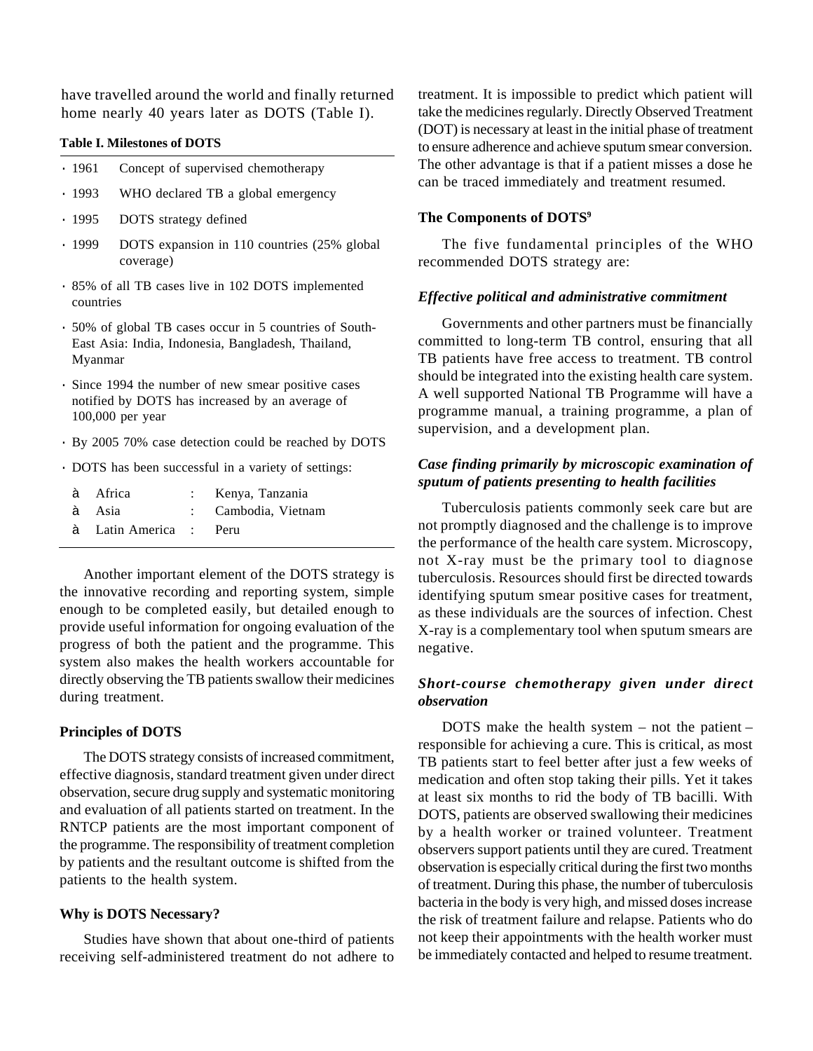have travelled around the world and finally returned home nearly 40 years later as DOTS (Table I).

**Table I. Milestones of DOTS**

- 1961 Concept of supervised chemotherapy
- 1993 WHO declared TB a global emergency
- 1995 DOTS strategy defined
- 1999 DOTS expansion in 110 countries (25% global coverage)
- 85% of all TB cases live in 102 DOTS implemented countries
- 50% of global TB cases occur in 5 countries of South-East Asia: India, Indonesia, Bangladesh, Thailand, Myanmar
- Since 1994 the number of new smear positive cases notified by DOTS has increased by an average of 100,000 per year
- By 2005 70% case detection could be reached by DOTS
- DOTS has been successful in a variety of settings:
  - Africa : Kenya, Tanzania
  - Asia : Cambodia, Vietnam
  - Latin America : Peru

Another important element of the DOTS strategy is the innovative recording and reporting system, simple enough to be completed easily, but detailed enough to provide useful information for ongoing evaluation of the progress of both the patient and the programme. This system also makes the health workers accountable for directly observing the TB patients swallow their medicines during treatment.

### Principles of DOTS

The DOTS strategy consists of increased commitment, effective diagnosis, standard treatment given under direct observation, secure drug supply and systematic monitoring and evaluation of all patients started on treatment. In the RNTCP patients are the most important component of the programme. The responsibility of treatment completion by patients and the resultant outcome is shifted from the patients to the health system.

### Why is DOTS Necessary?

Studies have shown that about one-third of patients receiving self-administered treatment do not adhere to treatment. It is impossible to predict which patient will take the medicines regularly. Directly Observed Treatment (DOT) is necessary at least in the initial phase of treatment to ensure adherence and achieve sputum smear conversion. The other advantage is that if a patient misses a dose he can be traced immediately and treatment resumed.

### The Components of DOTS[9]

The five fundamental principles of the WHO recommended DOTS strategy are:

#### *Effective political and administrative commitment*

Governments and other partners must be financially committed to long-term TB control, ensuring that all TB patients have free access to treatment. TB control should be integrated into the existing health care system. A well supported National TB Programme will have a programme manual, a training programme, a plan of supervision, and a development plan.

#### *Case finding primarily by microscopic examination of sputum of patients presenting to health facilities*

Tuberculosis patients commonly seek care but are not promptly diagnosed and the challenge is to improve the performance of the health care system. Microscopy, not X-ray must be the primary tool to diagnose tuberculosis. Resources should first be directed towards identifying sputum smear positive cases for treatment, as these individuals are the sources of infection. Chest X-ray is a complementary tool when sputum smears are negative.

#### *Short-course chemotherapy given under direct observation*

DOTS make the health system – not the patient – responsible for achieving a cure. This is critical, as most TB patients start to feel better after just a few weeks of medication and often stop taking their pills. Yet it takes at least six months to rid the body of TB bacilli. With DOTS, patients are observed swallowing their medicines by a health worker or trained volunteer. Treatment observers support patients until they are cured. Treatment observation is especially critical during the first two months of treatment. During this phase, the number of tuberculosis bacteria in the body is very high, and missed doses increase the risk of treatment failure and relapse. Patients who do not keep their appointments with the health worker must be immediately contacted and helped to resume treatment.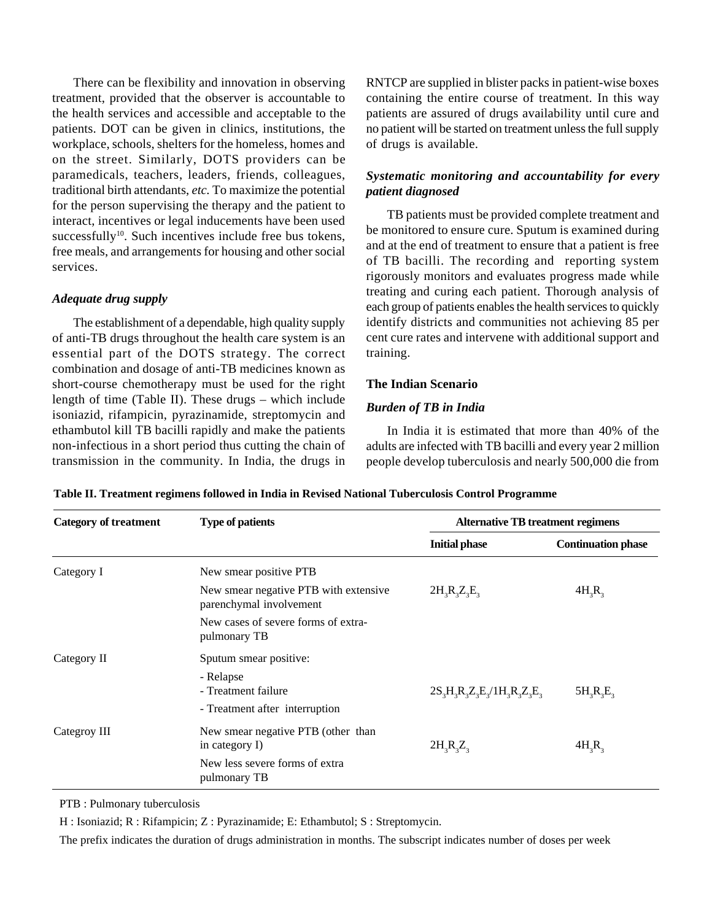There can be flexibility and innovation in observing treatment, provided that the observer is accountable to the health services and accessible and acceptable to the patients. DOT can be given in clinics, institutions, the workplace, schools, shelters for the homeless, homes and on the street. Similarly, DOTS providers can be paramedicals, teachers, leaders, friends, colleagues, traditional birth attendants, *etc.* To maximize the potential for the person supervising the therapy and the patient to interact, incentives or legal inducements have been used successfully[10]. Such incentives include free bus tokens, free meals, and arrangements for housing and other social services.

### *Adequate drug supply*

The establishment of a dependable, high quality supply of anti-TB drugs throughout the health care system is an essential part of the DOTS strategy. The correct combination and dosage of anti-TB medicines known as short-course chemotherapy must be used for the right length of time (Table II). These drugs – which include isoniazid, rifampicin, pyrazinamide, streptomycin and ethambutol kill TB bacilli rapidly and make the patients non-infectious in a short period thus cutting the chain of transmission in the community. In India, the drugs in RNTCP are supplied in blister packs in patient-wise boxes containing the entire course of treatment. In this way patients are assured of drugs availability until cure and no patient will be started on treatment unless the full supply of drugs is available.

### *Systematic monitoring and accountability for every patient diagnosed*

TB patients must be provided complete treatment and be monitored to ensure cure. Sputum is examined during and at the end of treatment to ensure that a patient is free of TB bacilli. The recording and reporting system rigorously monitors and evaluates progress made while treating and curing each patient. Thorough analysis of each group of patients enables the health services to quickly identify districts and communities not achieving 85 per cent cure rates and intervene with additional support and training.

## The Indian Scenario

### *Burden of TB in India*

In India it is estimated that more than 40% of the adults are infected with TB bacilli and every year 2 million people develop tuberculosis and nearly 500,000 die from

**Table II. Treatment regimens followed in India in Revised National Tuberculosis Control Programme**

| Category of treatment | Type of patients | Alternative TB treatment regimens | |
|---|---|---|---|
| | | **Initial phase** | **Continuation phase** |
| Category I | New smear positive PTB<br>New smear negative PTB with extensive parenchymal involvement<br>New cases of severe forms of extra-pulmonary TB | $2H_3R_3Z_3E_3$ | $4H_3R_3$ |
| Category II | Sputum smear positive:<br>- Relapse<br>- Treatment failure<br>- Treatment after interruption | $2S_3H_3R_3Z_3E_3/1H_3R_3Z_3E_3$ | $5H_3R_3E_3$ |
| Categroy III | New smear negative PTB (other than in category I)<br>New less severe forms of extra pulmonary TB | $2H_3R_3Z_3$ | $4H_3R_3$ |

PTB : Pulmonary tuberculosis

H : Isoniazid; R : Rifampicin; Z : Pyrazinamide; E: Ethambutol; S : Streptomycin.

The prefix indicates the duration of drugs administration in months. The subscript indicates number of doses per week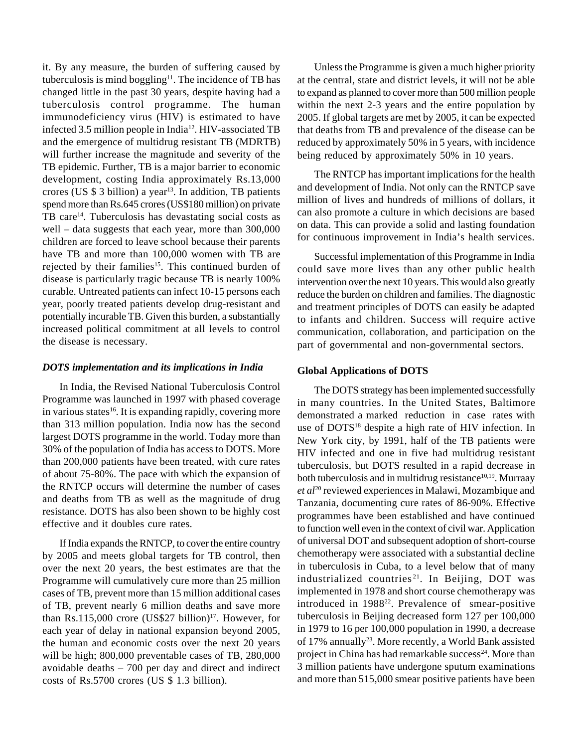it. By any measure, the burden of suffering caused by tuberculosis is mind boggling[11]. The incidence of TB has changed little in the past 30 years, despite having had a tuberculosis control programme. The human immunodeficiency virus (HIV) is estimated to have infected 3.5 million people in India[12]. HIV-associated TB and the emergence of multidrug resistant TB (MDRTB) will further increase the magnitude and severity of the TB epidemic. Further, TB is a major barrier to economic development, costing India approximately Rs.13,000 crores (US $ 3 billion) a year[13]. In addition, TB patients spend more than Rs.645 crores (US$180 million) on private TB care[14]. Tuberculosis has devastating social costs as well – data suggests that each year, more than 300,000 children are forced to leave school because their parents have TB and more than 100,000 women with TB are rejected by their families[15]. This continued burden of disease is particularly tragic because TB is nearly 100% curable. Untreated patients can infect 10-15 persons each year, poorly treated patients develop drug-resistant and potentially incurable TB. Given this burden, a substantially increased political commitment at all levels to control the disease is necessary.

### *DOTS implementation and its implications in India*

In India, the Revised National Tuberculosis Control Programme was launched in 1997 with phased coverage in various states[16]. It is expanding rapidly, covering more than 313 million population. India now has the second largest DOTS programme in the world. Today more than 30% of the population of India has access to DOTS. More than 200,000 patients have been treated, with cure rates of about 75-80%. The pace with which the expansion of the RNTCP occurs will determine the number of cases and deaths from TB as well as the magnitude of drug resistance. DOTS has also been shown to be highly cost effective and it doubles cure rates.

If India expands the RNTCP, to cover the entire country by 2005 and meets global targets for TB control, then over the next 20 years, the best estimates are that the Programme will cumulatively cure more than 25 million cases of TB, prevent more than 15 million additional cases of TB, prevent nearly 6 million deaths and save more than Rs.115,000 crore (US$27 billion)[17]. However, for each year of delay in national expansion beyond 2005, the human and economic costs over the next 20 years will be high; 800,000 preventable cases of TB, 280,000 avoidable deaths – 700 per day and direct and indirect costs of Rs.5700 crores (US $ 1.3 billion).

Unless the Programme is given a much higher priority at the central, state and district levels, it will not be able to expand as planned to cover more than 500 million people within the next 2-3 years and the entire population by 2005. If global targets are met by 2005, it can be expected that deaths from TB and prevalence of the disease can be reduced by approximately 50% in 5 years, with incidence being reduced by approximately 50% in 10 years.

The RNTCP has important implications for the health and development of India. Not only can the RNTCP save million of lives and hundreds of millions of dollars, it can also promote a culture in which decisions are based on data. This can provide a solid and lasting foundation for continuous improvement in India's health services.

Successful implementation of this Programme in India could save more lives than any other public health intervention over the next 10 years. This would also greatly reduce the burden on children and families. The diagnostic and treatment principles of DOTS can easily be adapted to infants and children. Success will require active communication, collaboration, and participation on the part of governmental and non-governmental sectors.

### **Global Applications of DOTS**

The DOTS strategy has been implemented successfully in many countries. In the United States, Baltimore demonstrated a marked reduction in case rates with use of DOTS[18] despite a high rate of HIV infection. In New York city, by 1991, half of the TB patients were HIV infected and one in five had multidrug resistant tuberculosis, but DOTS resulted in a rapid decrease in both tuberculosis and in multidrug resistance[10,19]. Murraay *et al*[20] reviewed experiences in Malawi, Mozambique and Tanzania, documenting cure rates of 86-90%. Effective programmes have been established and have continued to function well even in the context of civil war. Application of universal DOT and subsequent adoption of short-course chemotherapy were associated with a substantial decline in tuberculosis in Cuba, to a level below that of many industrialized countries[21]. In Beijing, DOT was implemented in 1978 and short course chemotherapy was introduced in 1988[22]. Prevalence of smear-positive tuberculosis in Beijing decreased form 127 per 100,000 in 1979 to 16 per 100,000 population in 1990, a decrease of 17% annually[23]. More recently, a World Bank assisted project in China has had remarkable success[24]. More than 3 million patients have undergone sputum examinations and more than 515,000 smear positive patients have been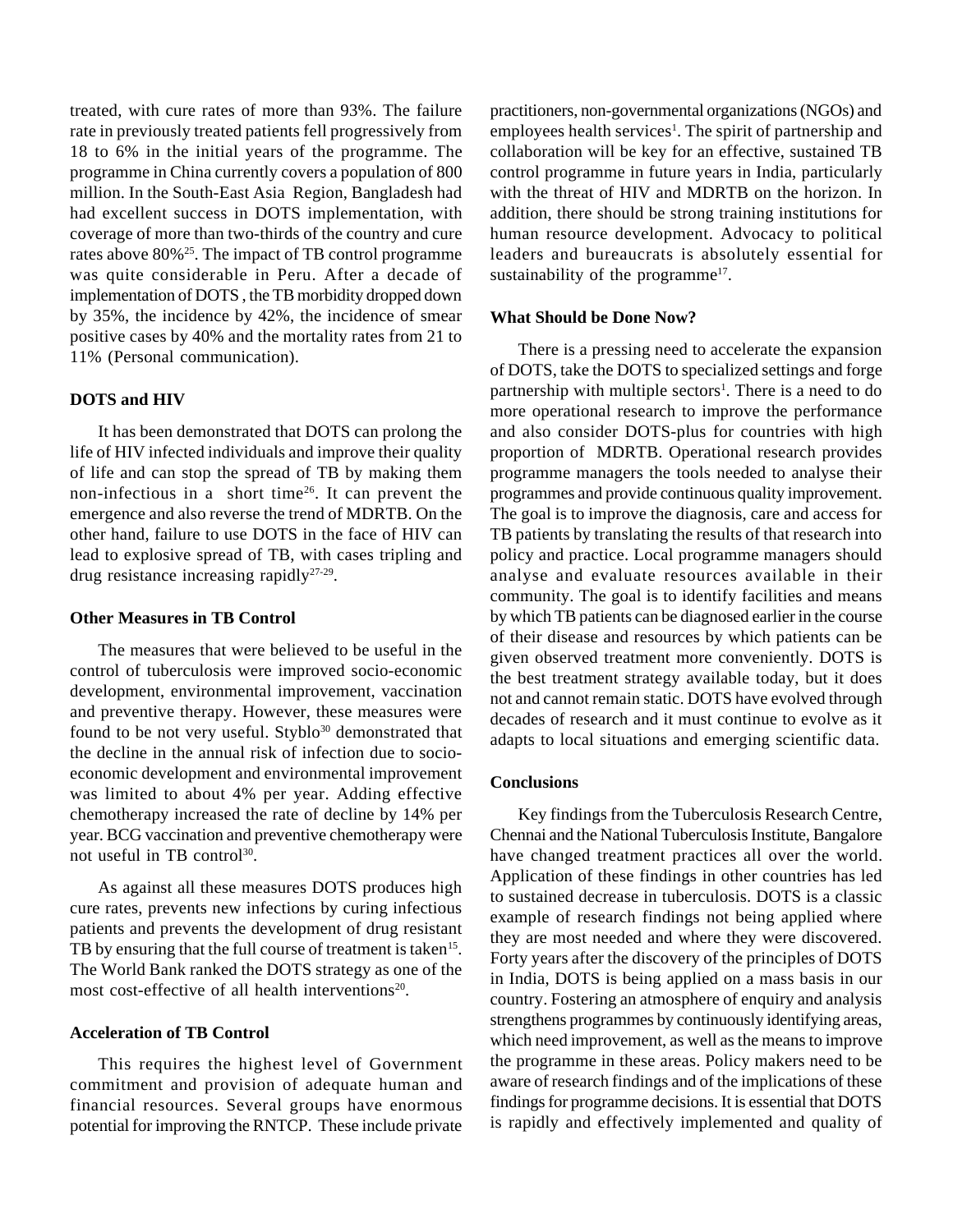treated, with cure rates of more than 93%. The failure rate in previously treated patients fell progressively from 18 to 6% in the initial years of the programme. The programme in China currently covers a population of 800 million. In the South-East Asia Region, Bangladesh had had excellent success in DOTS implementation, with coverage of more than two-thirds of the country and cure rates above 80%[25]. The impact of TB control programme was quite considerable in Peru. After a decade of implementation of DOTS , the TB morbidity dropped down by 35%, the incidence by 42%, the incidence of smear positive cases by 40% and the mortality rates from 21 to 11% (Personal communication).

#### DOTS and HIV

It has been demonstrated that DOTS can prolong the life of HIV infected individuals and improve their quality of life and can stop the spread of TB by making them non-infectious in a short time[26]. It can prevent the emergence and also reverse the trend of MDRTB. On the other hand, failure to use DOTS in the face of HIV can lead to explosive spread of TB, with cases tripling and drug resistance increasing rapidly[27-29].

#### Other Measures in TB Control

The measures that were believed to be useful in the control of tuberculosis were improved socio-economic development, environmental improvement, vaccination and preventive therapy. However, these measures were found to be not very useful. Styblo[30] demonstrated that the decline in the annual risk of infection due to socio-economic development and environmental improvement was limited to about 4% per year. Adding effective chemotherapy increased the rate of decline by 14% per year. BCG vaccination and preventive chemotherapy were not useful in TB control[30].

As against all these measures DOTS produces high cure rates, prevents new infections by curing infectious patients and prevents the development of drug resistant TB by ensuring that the full course of treatment is taken[15]. The World Bank ranked the DOTS strategy as one of the most cost-effective of all health interventions[20].

#### Acceleration of TB Control

This requires the highest level of Government commitment and provision of adequate human and financial resources. Several groups have enormous potential for improving the RNTCP. These include private practitioners, non-governmental organizations (NGOs) and employees health services[1]. The spirit of partnership and collaboration will be key for an effective, sustained TB control programme in future years in India, particularly with the threat of HIV and MDRTB on the horizon. In addition, there should be strong training institutions for human resource development. Advocacy to political leaders and bureaucrats is absolutely essential for sustainability of the programme[17].

#### What Should be Done Now?

There is a pressing need to accelerate the expansion of DOTS, take the DOTS to specialized settings and forge partnership with multiple sectors[1]. There is a need to do more operational research to improve the performance and also consider DOTS-plus for countries with high proportion of MDRTB. Operational research provides programme managers the tools needed to analyse their programmes and provide continuous quality improvement. The goal is to improve the diagnosis, care and access for TB patients by translating the results of that research into policy and practice. Local programme managers should analyse and evaluate resources available in their community. The goal is to identify facilities and means by which TB patients can be diagnosed earlier in the course of their disease and resources by which patients can be given observed treatment more conveniently. DOTS is the best treatment strategy available today, but it does not and cannot remain static. DOTS have evolved through decades of research and it must continue to evolve as it adapts to local situations and emerging scientific data.

#### Conclusions

Key findings from the Tuberculosis Research Centre, Chennai and the National Tuberculosis Institute, Bangalore have changed treatment practices all over the world. Application of these findings in other countries has led to sustained decrease in tuberculosis. DOTS is a classic example of research findings not being applied where they are most needed and where they were discovered. Forty years after the discovery of the principles of DOTS in India, DOTS is being applied on a mass basis in our country. Fostering an atmosphere of enquiry and analysis strengthens programmes by continuously identifying areas, which need improvement, as well as the means to improve the programme in these areas. Policy makers need to be aware of research findings and of the implications of these findings for programme decisions. It is essential that DOTS is rapidly and effectively implemented and quality of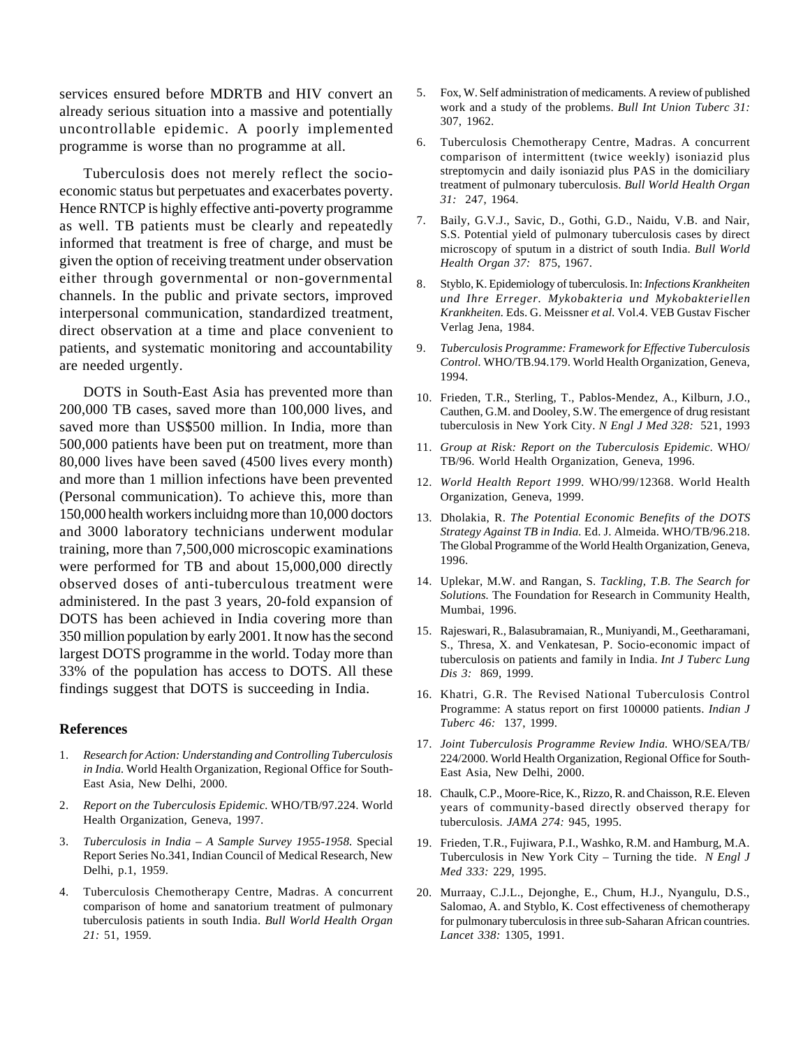services ensured before MDRTB and HIV convert an already serious situation into a massive and potentially uncontrollable epidemic. A poorly implemented programme is worse than no programme at all.

Tuberculosis does not merely reflect the socio-economic status but perpetuates and exacerbates poverty. Hence RNTCP is highly effective anti-poverty programme as well. TB patients must be clearly and repeatedly informed that treatment is free of charge, and must be given the option of receiving treatment under observation either through governmental or non-governmental channels. In the public and private sectors, improved interpersonal communication, standardized treatment, direct observation at a time and place convenient to patients, and systematic monitoring and accountability are needed urgently.

DOTS in South-East Asia has prevented more than 200,000 TB cases, saved more than 100,000 lives, and saved more than US$500 million. In India, more than 500,000 patients have been put on treatment, more than 80,000 lives have been saved (4500 lives every month) and more than 1 million infections have been prevented (Personal communication). To achieve this, more than 150,000 health workers incluidng more than 10,000 doctors and 3000 laboratory technicians underwent modular training, more than 7,500,000 microscopic examinations were performed for TB and about 15,000,000 directly observed doses of anti-tuberculous treatment were administered. In the past 3 years, 20-fold expansion of DOTS has been achieved in India covering more than 350 million population by early 2001. It now has the second largest DOTS programme in the world. Today more than 33% of the population has access to DOTS. All these findings suggest that DOTS is succeeding in India.

## References

1. *Research for Action: Understanding and Controlling Tuberculosis in India.* World Health Organization, Regional Office for South-East Asia, New Delhi, 2000.
2. *Report on the Tuberculosis Epidemic.* WHO/TB/97.224. World Health Organization, Geneva, 1997.
3. *Tuberculosis in India – A Sample Survey 1955-1958.* Special Report Series No.341, Indian Council of Medical Research, New Delhi, p.1, 1959.
4. Tuberculosis Chemotherapy Centre, Madras. A concurrent comparison of home and sanatorium treatment of pulmonary tuberculosis patients in south India. *Bull World Health Organ 21:* 51, 1959.
5. Fox, W. Self administration of medicaments. A review of published work and a study of the problems. *Bull Int Union Tuberc 31:* 307, 1962.
6. Tuberculosis Chemotherapy Centre, Madras. A concurrent comparison of intermittent (twice weekly) isoniazid plus streptomycin and daily isoniazid plus PAS in the domiciliary treatment of pulmonary tuberculosis. *Bull World Health Organ 31:* 247, 1964.
7. Baily, G.V.J., Savic, D., Gothi, G.D., Naidu, V.B. and Nair, S.S. Potential yield of pulmonary tuberculosis cases by direct microscopy of sputum in a district of south India. *Bull World Health Organ 37:* 875, 1967.
8. Styblo, K. Epidemiology of tuberculosis. In: *Infections Krankheiten und Ihre Erreger. Mykobakteria und Mykobakteriellen Krankheiten.* Eds. G. Meissner *et al.* Vol.4. VEB Gustav Fischer Verlag Jena, 1984.
9. *Tuberculosis Programme: Framework for Effective Tuberculosis Control.* WHO/TB.94.179. World Health Organization, Geneva, 1994.
10. Frieden, T.R., Sterling, T., Pablos-Mendez, A., Kilburn, J.O., Cauthen, G.M. and Dooley, S.W. The emergence of drug resistant tuberculosis in New York City. *N Engl J Med 328:* 521, 1993
11. *Group at Risk: Report on the Tuberculosis Epidemic.* WHO/TB/96. World Health Organization, Geneva, 1996.
12. *World Health Report 1999.* WHO/99/12368. World Health Organization, Geneva, 1999.
13. Dholakia, R. *The Potential Economic Benefits of the DOTS Strategy Against TB in India.* Ed. J. Almeida. WHO/TB/96.218. The Global Programme of the World Health Organization, Geneva, 1996.
14. Uplekar, M.W. and Rangan, S. *Tackling, T.B. The Search for Solutions.* The Foundation for Research in Community Health, Mumbai, 1996.
15. Rajeswari, R., Balasubramaian, R., Muniyandi, M., Geetharamani, S., Thresa, X. and Venkatesan, P. Socio-economic impact of tuberculosis on patients and family in India. *Int J Tuberc Lung Dis 3:* 869, 1999.
16. Khatri, G.R. The Revised National Tuberculosis Control Programme: A status report on first 100000 patients. *Indian J Tuberc 46:* 137, 1999.
17. *Joint Tuberculosis Programme Review India.* WHO/SEA/TB/224/2000. World Health Organization, Regional Office for South-East Asia, New Delhi, 2000.
18. Chaulk, C.P., Moore-Rice, K., Rizzo, R. and Chaisson, R.E. Eleven years of community-based directly observed therapy for tuberculosis. *JAMA 274:* 945, 1995.
19. Frieden, T.R., Fujiwara, P.I., Washko, R.M. and Hamburg, M.A. Tuberculosis in New York City – Turning the tide. *N Engl J Med 333:* 229, 1995.
20. Murraay, C.J.L., Dejonghe, E., Chum, H.J., Nyangulu, D.S., Salomao, A. and Styblo, K. Cost effectiveness of chemotherapy for pulmonary tuberculosis in three sub-Saharan African countries. *Lancet 338:* 1305, 1991.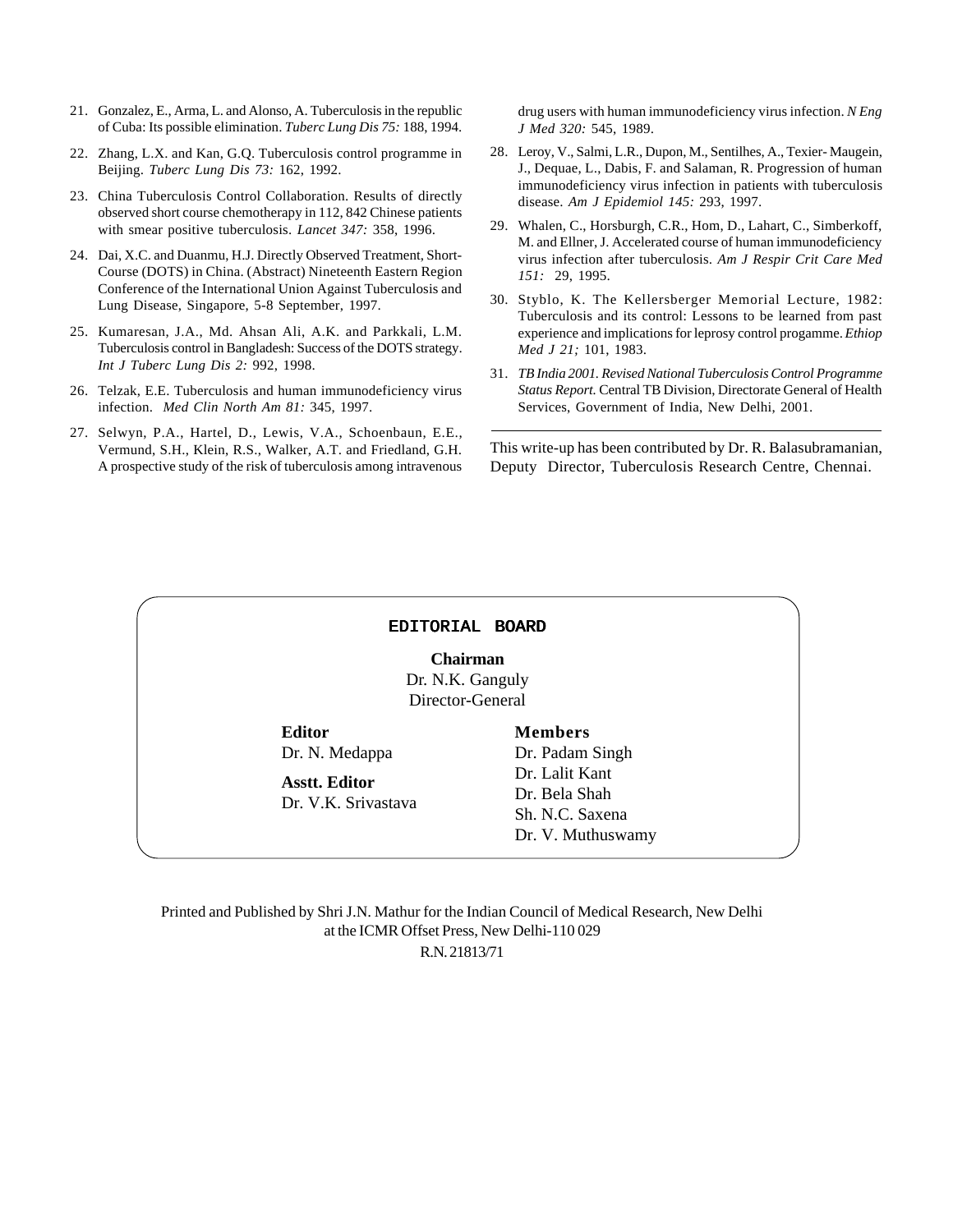21. Gonzalez, E., Arma, L. and Alonso, A. Tuberculosis in the republic of Cuba: Its possible elimination. *Tuberc Lung Dis 75:* 188, 1994.
22. Zhang, L.X. and Kan, G.Q. Tuberculosis control programme in Beijing. *Tuberc Lung Dis 73:* 162, 1992.
23. China Tuberculosis Control Collaboration. Results of directly observed short course chemotherapy in 112, 842 Chinese patients with smear positive tuberculosis. *Lancet 347:* 358, 1996.
24. Dai, X.C. and Duanmu, H.J. Directly Observed Treatment, Short-Course (DOTS) in China. (Abstract) Nineteenth Eastern Region Conference of the International Union Against Tuberculosis and Lung Disease, Singapore, 5-8 September, 1997.
25. Kumaresan, J.A., Md. Ahsan Ali, A.K. and Parkkali, L.M. Tuberculosis control in Bangladesh: Success of the DOTS strategy. *Int J Tuberc Lung Dis 2:* 992, 1998.
26. Telzak, E.E. Tuberculosis and human immunodeficiency virus infection. *Med Clin North Am 81:* 345, 1997.
27. Selwyn, P.A., Hartel, D., Lewis, V.A., Schoenbaun, E.E., Vermund, S.H., Klein, R.S., Walker, A.T. and Friedland, G.H. A prospective study of the risk of tuberculosis among intravenous drug users with human immunodeficiency virus infection. *N Eng J Med 320:* 545, 1989.
28. Leroy, V., Salmi, L.R., Dupon, M., Sentilhes, A., Texier- Maugein, J., Dequae, L., Dabis, F. and Salaman, R. Progression of human immunodeficiency virus infection in patients with tuberculosis disease. *Am J Epidemiol 145:* 293, 1997.
29. Whalen, C., Horsburgh, C.R., Hom, D., Lahart, C., Simberkoff, M. and Ellner, J. Accelerated course of human immunodeficiency virus infection after tuberculosis. *Am J Respir Crit Care Med 151:* 29, 1995.
30. Styblo, K. The Kellersberger Memorial Lecture, 1982: Tuberculosis and its control: Lessons to be learned from past experience and implications for leprosy control progamme. *Ethiop Med J 21;* 101, 1983.
31. *TB India 2001. Revised National Tuberculosis Control Programme Status Report.* Central TB Division, Directorate General of Health Services, Government of India, New Delhi, 2001.

---

This write-up has been contributed by Dr. R. Balasubramanian, Deputy Director, Tuberculosis Research Centre, Chennai.

## EDITORIAL BOARD

**Chairman**
Dr. N.K. Ganguly
Director-General

**Editor**
Dr. N. Medappa

**Asstt. Editor**
Dr. V.K. Srivastava

**Members**
Dr. Padam Singh
Dr. Lalit Kant
Dr. Bela Shah
Sh. N.C. Saxena
Dr. V. Muthuswamy

Printed and Published by Shri J.N. Mathur for the Indian Council of Medical Research, New Delhi at the ICMR Offset Press, New Delhi-110 029

R.N. 21813/71